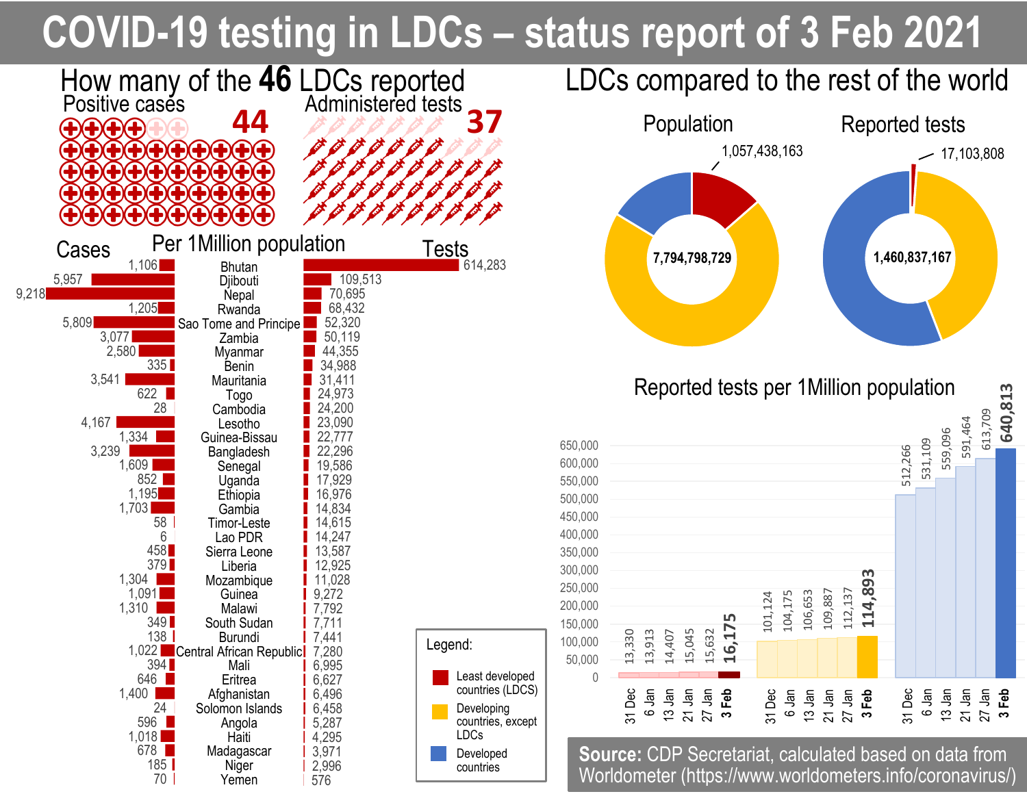# COVID-19 testing in LDCs – status report of 3 Feb 2021

## How many of the **46** LDCs reported

- Positive cases: **44**
- Administered tests: **37**

## Per 1Million population

| Cases | Country | Tests |
|---|---|---|
| 1,106 | Bhutan | 614,283 |
| 5,957 | Djibouti | 109,513 |
| 9,218 | Nepal | 70,695 |
| 1,205 | Rwanda | 68,432 |
| 5,809 | Sao Tome and Principe | 52,320 |
| 3,077 | Zambia | 50,119 |
| 2,580 | Myanmar | 44,355 |
| 335 | Benin | 34,988 |
| 3,541 | Mauritania | 31,411 |
| 622 | Togo | 24,973 |
| 28 | Cambodia | 24,200 |
| 4,167 | Lesotho | 23,090 |
| 1,334 | Guinea-Bissau | 22,777 |
| 3,239 | Bangladesh | 22,296 |
| 1,609 | Senegal | 19,586 |
| 852 | Uganda | 17,929 |
| 1,195 | Ethiopia | 16,976 |
| 1,703 | Gambia | 14,834 |
| 58 | Timor-Leste | 14,615 |
| 6 | Lao PDR | 14,247 |
| 458 | Sierra Leone | 13,587 |
| 379 | Liberia | 12,925 |
| 1,304 | Mozambique | 11,028 |
| 1,091 | Guinea | 9,272 |
| 1,310 | Malawi | 7,792 |
| 349 | South Sudan | 7,711 |
| 138 | Burundi | 7,441 |
| 1,022 | Central African Republic | 7,280 |
| 394 | Mali | 6,995 |
| 646 | Eritrea | 6,627 |
| 1,400 | Afghanistan | 6,496 |
| 24 | Solomon Islands | 6,458 |
| 596 | Angola | 5,287 |
| 1,018 | Haiti | 4,295 |
| 678 | Madagascar | 3,971 |
| 185 | Niger | 2,996 |
| 70 | Yemen | 576 |

## LDCs compared to the rest of the world

**Population**: total 7,794,798,729; LDCs 1,057,438,163

**Reported tests**: total 1,460,837,167; LDCs 17,103,808

## Reported tests per 1Million population

| | 31 Dec | 6 Jan | 13 Jan | 21 Jan | 27 Jan | 3 Feb |
|---|---|---|---|---|---|---|
| Least developed countries (LDCS) | 13,330 | 13,913 | 14,407 | 15,045 | 15,632 | **16,175** |
| Developing countries, except LDCs | 101,124 | 104,175 | 106,653 | 109,887 | 112,137 | **114,893** |
| Developed countries | 512,266 | 531,109 | 559,096 | 591,464 | 613,709 | **640,813** |

Legend: Least developed countries (LDCS); Developing countries, except LDCs; Developed countries

**Source:** CDP Secretariat, calculated based on data from Worldometer (https://www.worldometers.info/coronavirus/)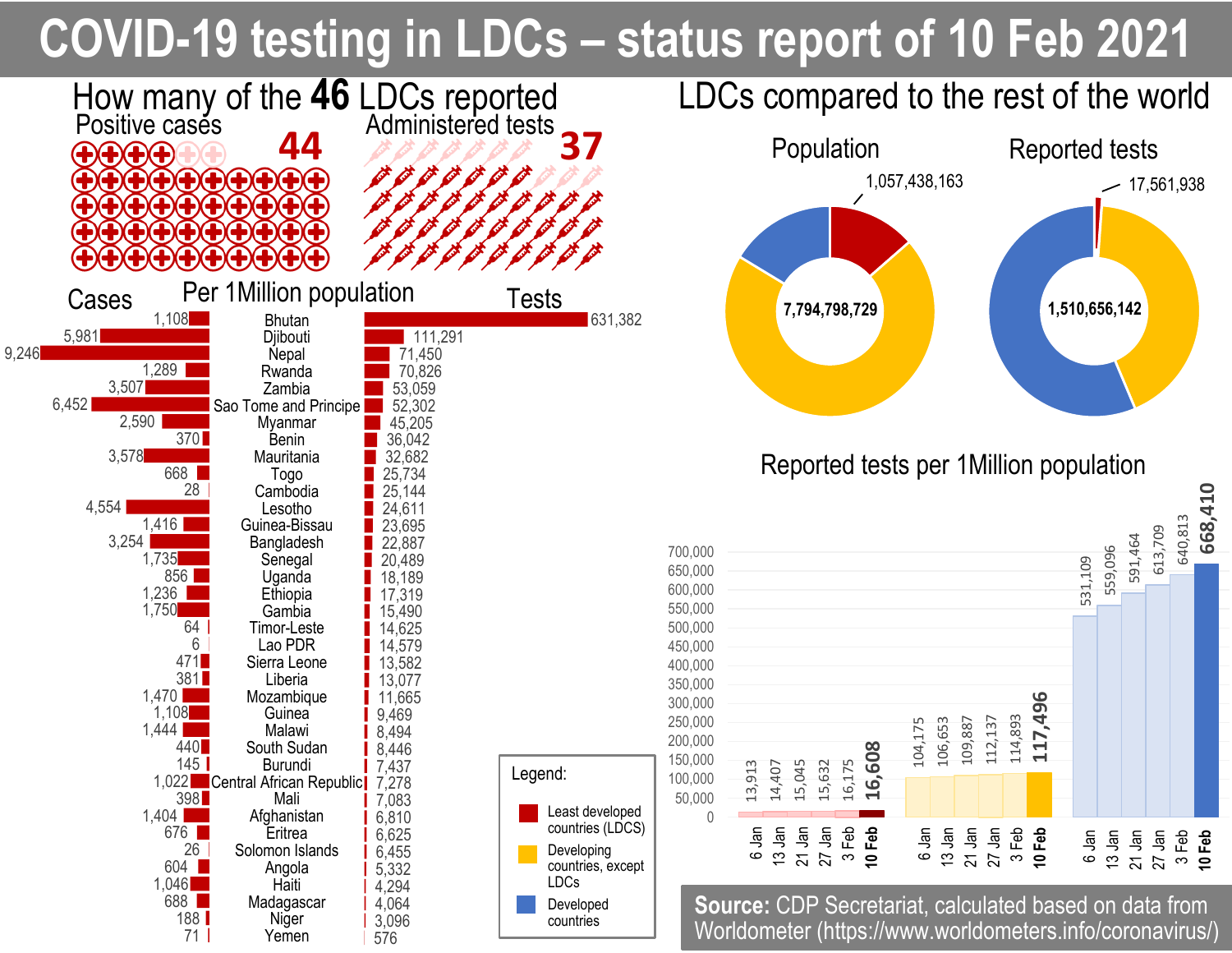# COVID-19 testing in LDCs – status report of 10 Feb 2021

## How many of the 46 LDCs reported

Positive cases: **44**

Administered tests: **37**

## Per 1Million population

| Cases | Country | Tests |
|---|---|---|
| 1,108 | Bhutan | 631,382 |
| 5,981 | Djibouti | 111,291 |
| 9,246 | Nepal | 71,450 |
| 1,289 | Rwanda | 70,826 |
| 3,507 | Zambia | 53,059 |
| 6,452 | Sao Tome and Principe | 52,302 |
| 2,590 | Myanmar | 45,205 |
| 370 | Benin | 36,042 |
| 3,578 | Mauritania | 32,682 |
| 668 | Togo | 25,734 |
| 28 | Cambodia | 25,144 |
| 4,554 | Lesotho | 24,611 |
| 1,416 | Guinea-Bissau | 23,695 |
| 3,254 | Bangladesh | 22,887 |
| 1,735 | Senegal | 20,489 |
| 856 | Uganda | 18,189 |
| 1,236 | Ethiopia | 17,319 |
| 1,750 | Gambia | 15,490 |
| 64 | Timor-Leste | 14,625 |
| 6 | Lao PDR | 14,579 |
| 471 | Sierra Leone | 13,582 |
| 381 | Liberia | 13,077 |
| 1,470 | Mozambique | 11,665 |
| 1,108 | Guinea | 9,469 |
| 1,444 | Malawi | 8,494 |
| 440 | South Sudan | 8,446 |
| 145 | Burundi | 7,437 |
| 1,022 | Central African Republic | 7,278 |
| 398 | Mali | 7,083 |
| 1,404 | Afghanistan | 6,810 |
| 676 | Eritrea | 6,625 |
| 26 | Solomon Islands | 6,455 |
| 604 | Angola | 5,332 |
| 1,046 | Haiti | 4,294 |
| 688 | Madagascar | 4,064 |
| 188 | Niger | 3,096 |
| 71 | Yemen | 576 |

## LDCs compared to the rest of the world

**Population:** Total 7,794,798,729; LDCs 1,057,438,163

**Reported tests:** Total 1,510,656,142; LDCs 17,561,938

## Reported tests per 1Million population

| Date | Least developed countries (LDCS) | Developing countries, except LDCs | Developed countries |
|---|---|---|---|
| 6 Jan | 13,913 | 104,175 | 531,109 |
| 13 Jan | 14,407 | 106,653 | 559,096 |
| 21 Jan | 15,045 | 109,887 | 591,464 |
| 27 Jan | 15,632 | 112,137 | 613,709 |
| 3 Feb | 16,175 | 114,893 | 640,813 |
| 10 Feb | **16,608** | **117,496** | **668,410** |

Legend: Least developed countries (LDCS); Developing countries, except LDCs; Developed countries

**Source:** CDP Secretariat, calculated based on data from Worldometer (https://www.worldometers.info/coronavirus/)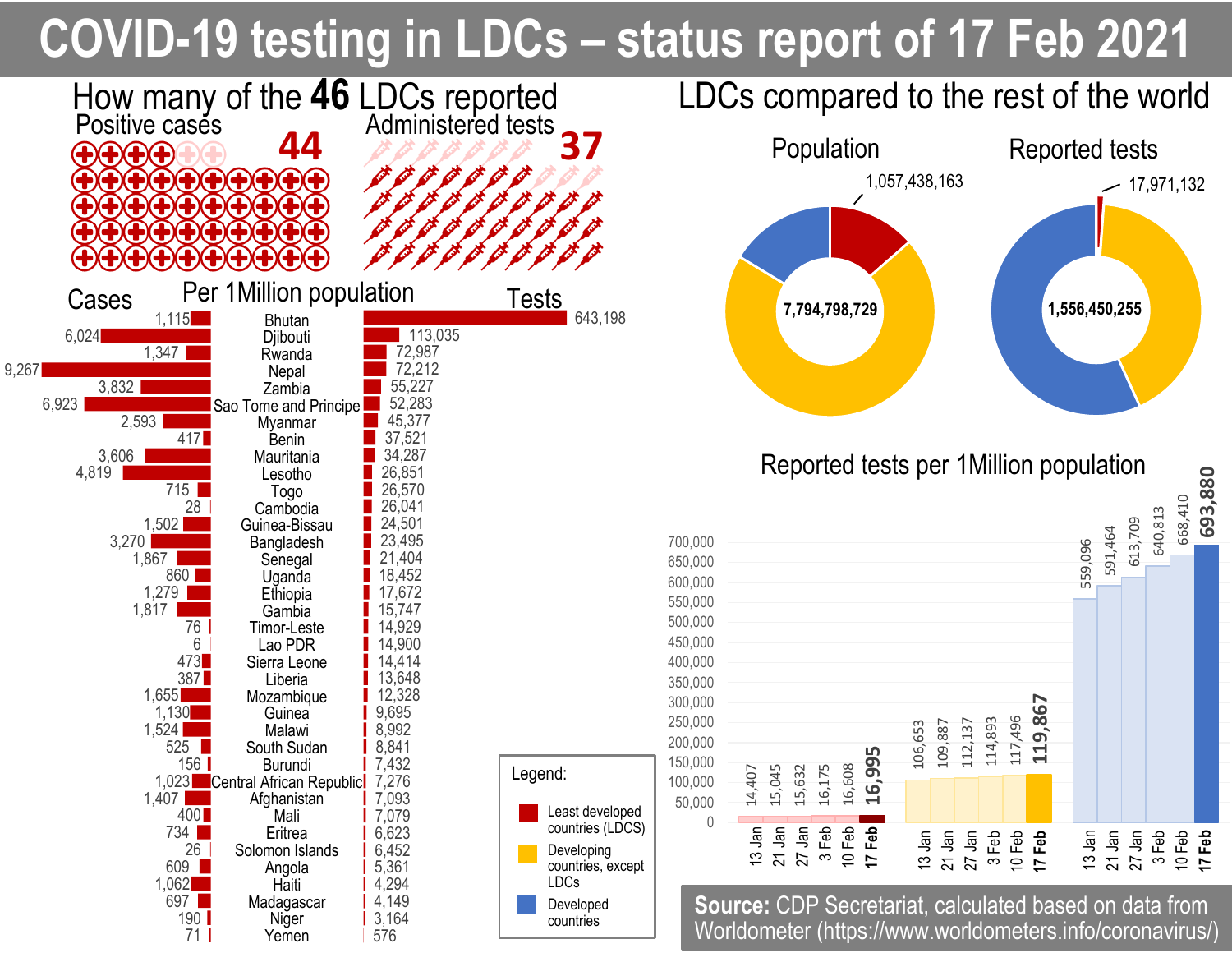# COVID-19 testing in LDCs – status report of 17 Feb 2021

## How many of the **46** LDCs reported

Positive cases: **44**

Administered tests: **37**

## Per 1Million population

| Cases | Country | Tests |
|---|---|---|
| 1,115 | Bhutan | 643,198 |
| 6,024 | Djibouti | 113,035 |
| 1,347 | Rwanda | 72,987 |
| 9,267 | Nepal | 72,212 |
| 3,832 | Zambia | 55,227 |
| 6,923 | Sao Tome and Principe | 52,283 |
| 2,593 | Myanmar | 45,377 |
| 417 | Benin | 37,521 |
| 3,606 | Mauritania | 34,287 |
| 4,819 | Lesotho | 26,851 |
| 715 | Togo | 26,570 |
| 28 | Cambodia | 26,041 |
| 1,502 | Guinea-Bissau | 24,501 |
| 3,270 | Bangladesh | 23,495 |
| 1,867 | Senegal | 21,404 |
| 860 | Uganda | 18,452 |
| 1,279 | Ethiopia | 17,672 |
| 1,817 | Gambia | 15,747 |
| 76 | Timor-Leste | 14,929 |
| 6 | Lao PDR | 14,900 |
| 473 | Sierra Leone | 14,414 |
| 387 | Liberia | 13,648 |
| 1,655 | Mozambique | 12,328 |
| 1,130 | Guinea | 9,695 |
| 1,524 | Malawi | 8,992 |
| 525 | South Sudan | 8,841 |
| 156 | Burundi | 7,432 |
| 1,023 | Central African Republic | 7,276 |
| 1,407 | Afghanistan | 7,093 |
| 400 | Mali | 7,079 |
| 734 | Eritrea | 6,623 |
| 26 | Solomon Islands | 6,452 |
| 609 | Angola | 5,361 |
| 1,062 | Haiti | 4,294 |
| 697 | Madagascar | 4,149 |
| 190 | Niger | 3,164 |
| 71 | Yemen | 576 |

## LDCs compared to the rest of the world

**Population**: total 7,794,798,729; LDCs 1,057,438,163

**Reported tests**: total 1,556,450,255; LDCs 17,971,132

## Reported tests per 1Million population

| Date | Least developed countries (LDCS) | Developing countries, except LDCs | Developed countries |
|---|---|---|---|
| 13 Jan | 14,407 | 106,653 | 559,096 |
| 21 Jan | 15,045 | 109,887 | 591,464 |
| 27 Jan | 15,632 | 112,137 | 613,709 |
| 3 Feb | 16,175 | 114,893 | 640,813 |
| 10 Feb | 16,608 | 117,496 | 668,410 |
| **17 Feb** | **16,995** | **119,867** | **693,880** |

**Source:** CDP Secretariat, calculated based on data from Worldometer (https://www.worldometers.info/coronavirus/)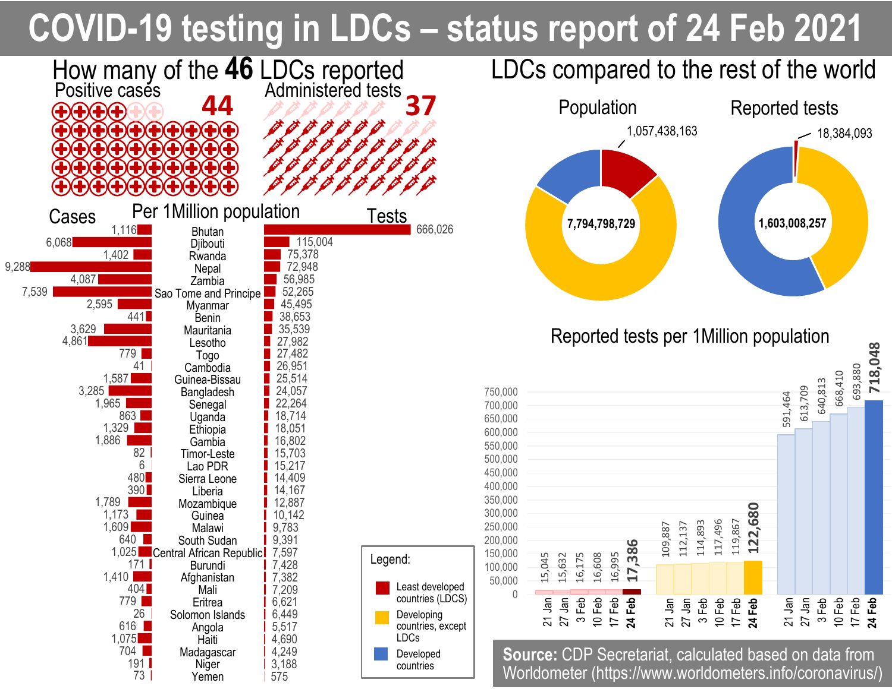# COVID-19 testing in LDCs – status report of 24 Feb 2021

## How many of the **46** LDCs reported

Positive cases **44**

Administered tests **37**

## Per 1Million population

Cases

Tests

1,116 Bhutan 666,026
6,068 Djibouti 115,004
1,402 Rwanda 75,378
9,288 Nepal 72,948
4,087 Zambia 56,985
7,539 Sao Tome and Principe 52,265
2,595 Myanmar 45,495
441 Benin 38,653
3,629 Mauritania 35,539
4,861 Lesotho 27,982
779 Togo 27,482
41 Cambodia 26,951
1,587 Guinea-Bissau 25,514
3,285 Bangladesh 24,057
1,965 Senegal 22,264
863 Uganda 18,714
1,329 Ethiopia 18,051
1,886 Gambia 16,802
82 Timor-Leste 15,703
6 Lao PDR 15,217
480 Sierra Leone 14,409
390 Liberia 14,167
1,789 Mozambique 12,887
1,173 Guinea 10,142
1,609 Malawi 9,783
640 South Sudan 9,391
1,025 Central African Republic 7,597
171 Burundi 7,428
1,410 Afghanistan 7,382
404 Mali 7,209
779 Eritrea 6,621
26 Solomon Islands 6,449
616 Angola 5,517
1,075 Haiti 4,690
704 Madagascar 4,249
191 Niger 3,188
73 Yemen 575

## LDCs compared to the rest of the world

Population

1,057,438,163

7,794,798,729

Reported tests

18,384,093

1,603,008,257

## Reported tests per 1Million population

750,000
700,000
650,000
600,000
550,000
500,000
450,000
400,000
350,000
300,000
250,000
200,000
150,000
100,000
50,000
0

15,045 15,632 16,175 16,608 16,995 **17,386**

109,887 112,137 114,893 117,496 119,867 **122,680**

591,464 613,709 640,813 668,410 693,880 **718,048**

21 Jan 27 Jan 3 Feb 10 Feb 17 Feb **24 Feb**

Legend:

- Least developed countries (LDCS)
- Developing countries, except LDCs
- Developed countries

**Source:** CDP Secretariat, calculated based on data from Worldometer (https://www.worldometers.info/coronavirus/)